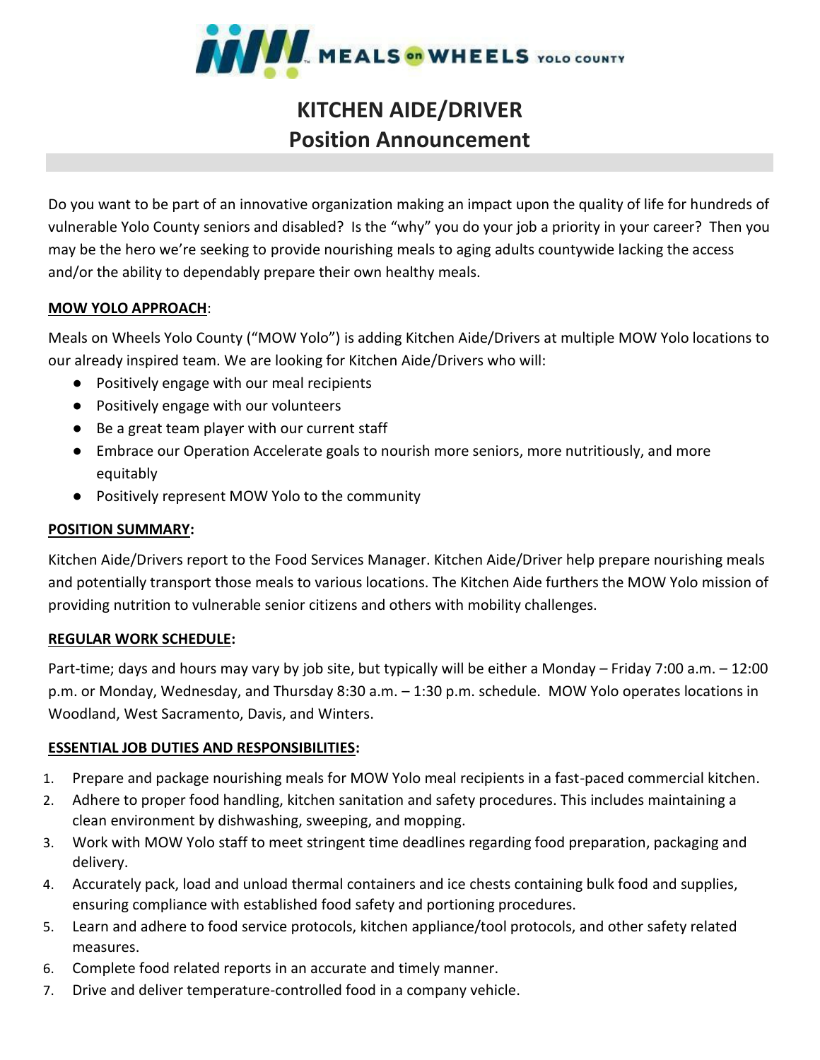MEALS on WHEELS YOLO COUNTY

# KITCHEN AIDE/DRIVER
# Position Announcement

Do you want to be part of an innovative organization making an impact upon the quality of life for hundreds of vulnerable Yolo County seniors and disabled? Is the "why" you do your job a priority in your career? Then you may be the hero we're seeking to provide nourishing meals to aging adults countywide lacking the access and/or the ability to dependably prepare their own healthy meals.

**MOW YOLO APPROACH**:

Meals on Wheels Yolo County ("MOW Yolo") is adding Kitchen Aide/Drivers at multiple MOW Yolo locations to our already inspired team. We are looking for Kitchen Aide/Drivers who will:

- Positively engage with our meal recipients
- Positively engage with our volunteers
- Be a great team player with our current staff
- Embrace our Operation Accelerate goals to nourish more seniors, more nutritiously, and more equitably
- Positively represent MOW Yolo to the community

**POSITION SUMMARY:**

Kitchen Aide/Drivers report to the Food Services Manager. Kitchen Aide/Driver help prepare nourishing meals and potentially transport those meals to various locations. The Kitchen Aide furthers the MOW Yolo mission of providing nutrition to vulnerable senior citizens and others with mobility challenges.

**REGULAR WORK SCHEDULE:**

Part-time; days and hours may vary by job site, but typically will be either a Monday – Friday 7:00 a.m. – 12:00 p.m. or Monday, Wednesday, and Thursday 8:30 a.m. – 1:30 p.m. schedule. MOW Yolo operates locations in Woodland, West Sacramento, Davis, and Winters.

**ESSENTIAL JOB DUTIES AND RESPONSIBILITIES:**

1. Prepare and package nourishing meals for MOW Yolo meal recipients in a fast-paced commercial kitchen.
2. Adhere to proper food handling, kitchen sanitation and safety procedures. This includes maintaining a clean environment by dishwashing, sweeping, and mopping.
3. Work with MOW Yolo staff to meet stringent time deadlines regarding food preparation, packaging and delivery.
4. Accurately pack, load and unload thermal containers and ice chests containing bulk food and supplies, ensuring compliance with established food safety and portioning procedures.
5. Learn and adhere to food service protocols, kitchen appliance/tool protocols, and other safety related measures.
6. Complete food related reports in an accurate and timely manner.
7. Drive and deliver temperature-controlled food in a company vehicle.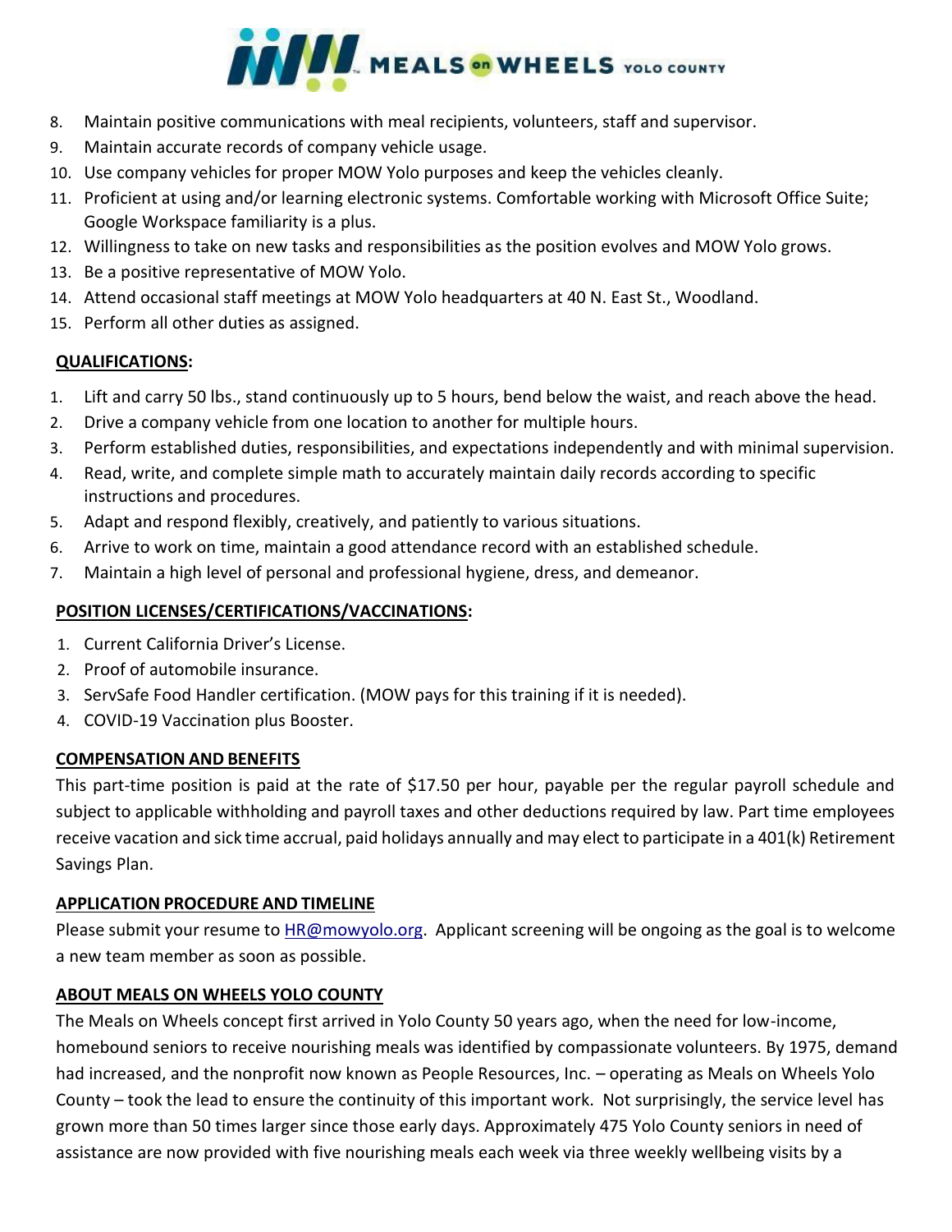8. Maintain positive communications with meal recipients, volunteers, staff and supervisor.
9. Maintain accurate records of company vehicle usage.
10. Use company vehicles for proper MOW Yolo purposes and keep the vehicles cleanly.
11. Proficient at using and/or learning electronic systems. Comfortable working with Microsoft Office Suite; Google Workspace familiarity is a plus.
12. Willingness to take on new tasks and responsibilities as the position evolves and MOW Yolo grows.
13. Be a positive representative of MOW Yolo.
14. Attend occasional staff meetings at MOW Yolo headquarters at 40 N. East St., Woodland.
15. Perform all other duties as assigned.

## QUALIFICATIONS:

1. Lift and carry 50 lbs., stand continuously up to 5 hours, bend below the waist, and reach above the head.
2. Drive a company vehicle from one location to another for multiple hours.
3. Perform established duties, responsibilities, and expectations independently and with minimal supervision.
4. Read, write, and complete simple math to accurately maintain daily records according to specific instructions and procedures.
5. Adapt and respond flexibly, creatively, and patiently to various situations.
6. Arrive to work on time, maintain a good attendance record with an established schedule.
7. Maintain a high level of personal and professional hygiene, dress, and demeanor.

## POSITION LICENSES/CERTIFICATIONS/VACCINATIONS:

1. Current California Driver's License.
2. Proof of automobile insurance.
3. ServSafe Food Handler certification. (MOW pays for this training if it is needed).
4. COVID-19 Vaccination plus Booster.

## COMPENSATION AND BENEFITS

This part-time position is paid at the rate of $17.50 per hour, payable per the regular payroll schedule and subject to applicable withholding and payroll taxes and other deductions required by law. Part time employees receive vacation and sick time accrual, paid holidays annually and may elect to participate in a 401(k) Retirement Savings Plan.

## APPLICATION PROCEDURE AND TIMELINE

Please submit your resume to HR@mowyolo.org. Applicant screening will be ongoing as the goal is to welcome a new team member as soon as possible.

## ABOUT MEALS ON WHEELS YOLO COUNTY

The Meals on Wheels concept first arrived in Yolo County 50 years ago, when the need for low-income, homebound seniors to receive nourishing meals was identified by compassionate volunteers. By 1975, demand had increased, and the nonprofit now known as People Resources, Inc. – operating as Meals on Wheels Yolo County – took the lead to ensure the continuity of this important work. Not surprisingly, the service level has grown more than 50 times larger since those early days. Approximately 475 Yolo County seniors in need of assistance are now provided with five nourishing meals each week via three weekly wellbeing visits by a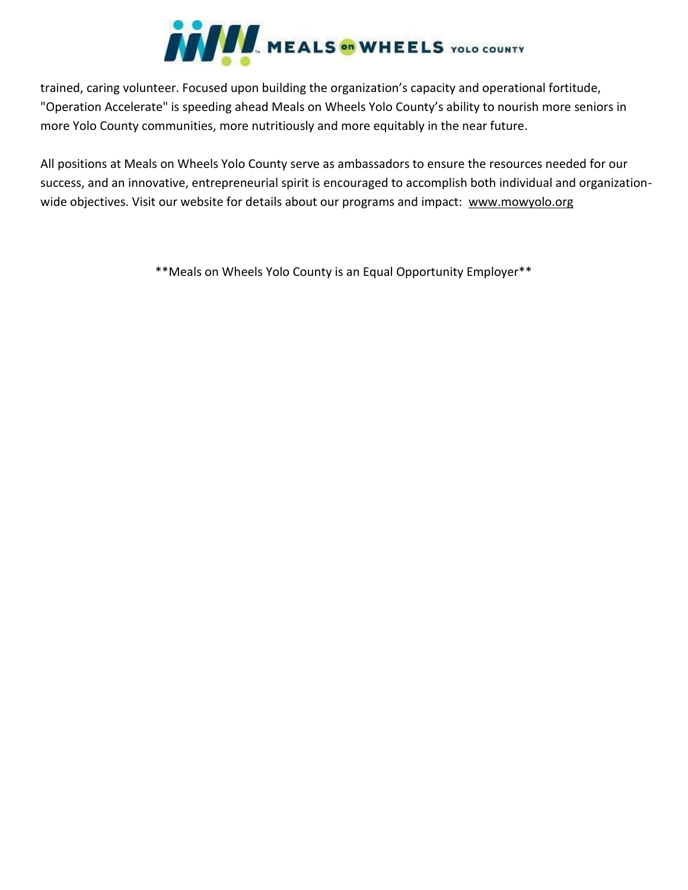trained, caring volunteer. Focused upon building the organization's capacity and operational fortitude, "Operation Accelerate" is speeding ahead Meals on Wheels Yolo County's ability to nourish more seniors in more Yolo County communities, more nutritiously and more equitably in the near future.

All positions at Meals on Wheels Yolo County serve as ambassadors to ensure the resources needed for our success, and an innovative, entrepreneurial spirit is encouraged to accomplish both individual and organization-wide objectives. Visit our website for details about our programs and impact: www.mowyolo.org

**Meals on Wheels Yolo County is an Equal Opportunity Employer**